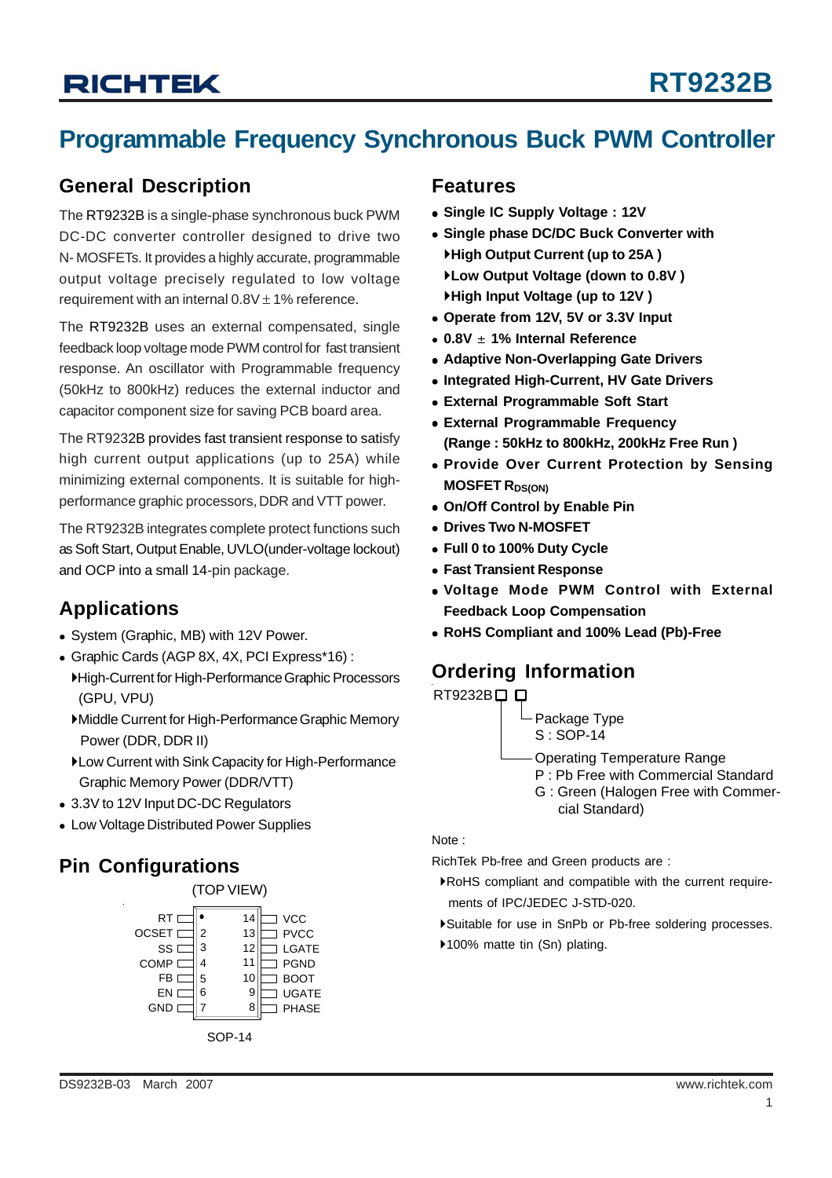# RT9232B

## Programmable Frequency Synchronous Buck PWM Controller

### General Description

The RT9232B is a single-phase synchronous buck PWM DC-DC converter controller designed to drive two N- MOSFETs. It provides a highly accurate, programmable output voltage precisely regulated to low voltage requirement with an internal 0.8V ± 1% reference.

The RT9232B uses an external compensated, single feedback loop voltage mode PWM control for fast transient response. An oscillator with Programmable frequency (50kHz to 800kHz) reduces the external inductor and capacitor component size for saving PCB board area.

The RT9232B provides fast transient response to satisfy high current output applications (up to 25A) while minimizing external components. It is suitable for high-performance graphic processors, DDR and VTT power.

The RT9232B integrates complete protect functions such as Soft Start, Output Enable, UVLO(under-voltage lockout) and OCP into a small 14-pin package.

### Applications

- System (Graphic, MB) with 12V Power.
- Graphic Cards (AGP 8X, 4X, PCI Express*16) :
  - High-Current for High-Performance Graphic Processors (GPU, VPU)
  - Middle Current for High-Performance Graphic Memory Power (DDR, DDR II)
  - Low Current with Sink Capacity for High-Performance Graphic Memory Power (DDR/VTT)
- 3.3V to 12V Input DC-DC Regulators
- Low Voltage Distributed Power Supplies

### Pin Configurations

(TOP VIEW)

| Pin | Name | Pin | Name |
|---|---|---|---|
| 1 | RT | 14 | VCC |
| 2 | OCSET | 13 | PVCC |
| 3 | SS | 12 | LGATE |
| 4 | COMP | 11 | PGND |
| 5 | FB | 10 | BOOT |
| 6 | EN | 9 | UGATE |
| 7 | GND | 8 | PHASE |

SOP-14

### Features

- **Single IC Supply Voltage : 12V**
- **Single phase DC/DC Buck Converter with**
  - **High Output Current (up to 25A )**
  - **Low Output Voltage (down to 0.8V )**
  - **High Input Voltage (up to 12V )**
- **Operate from 12V, 5V or 3.3V Input**
- **0.8V ± 1% Internal Reference**
- **Adaptive Non-Overlapping Gate Drivers**
- **Integrated High-Current, HV Gate Drivers**
- **External Programmable Soft Start**
- **External Programmable Frequency (Range : 50kHz to 800kHz, 200kHz Free Run )**
- **Provide Over Current Protection by Sensing MOSFET $R_{DS(ON)}$**
- **On/Off Control by Enable Pin**
- **Drives Two N-MOSFET**
- **Full 0 to 100% Duty Cycle**
- **Fast Transient Response**
- **Voltage Mode PWM Control with External Feedback Loop Compensation**
- **RoHS Compliant and 100% Lead (Pb)-Free**

### Ordering Information

RT9232B□ □

- Package Type
  - S : SOP-14
- Operating Temperature Range
  - P : Pb Free with Commercial Standard
  - G : Green (Halogen Free with Commercial Standard)

Note :

RichTek Pb-free and Green products are :

- RoHS compliant and compatible with the current requirements of IPC/JEDEC J-STD-020.
- Suitable for use in SnPb or Pb-free soldering processes.
- 100% matte tin (Sn) plating.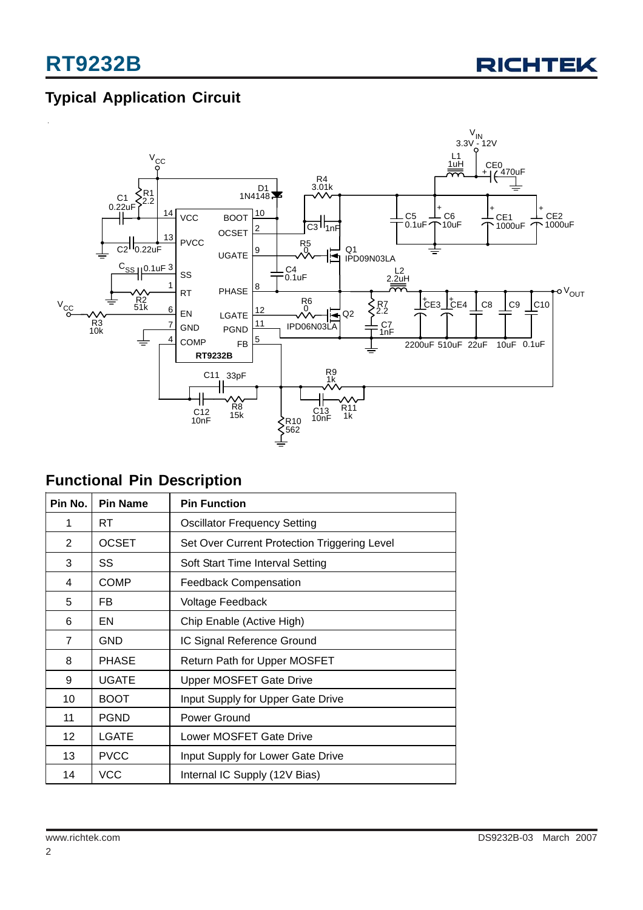## Typical Application Circuit

## Functional Pin Description

| Pin No. | Pin Name | Pin Function |
|---|---|---|
| 1 | RT | Oscillator Frequency Setting |
| 2 | OCSET | Set Over Current Protection Triggering Level |
| 3 | SS | Soft Start Time Interval Setting |
| 4 | COMP | Feedback Compensation |
| 5 | FB | Voltage Feedback |
| 6 | EN | Chip Enable (Active High) |
| 7 | GND | IC Signal Reference Ground |
| 8 | PHASE | Return Path for Upper MOSFET |
| 9 | UGATE | Upper MOSFET Gate Drive |
| 10 | BOOT | Input Supply for Upper Gate Drive |
| 11 | PGND | Power Ground |
| 12 | LGATE | Lower MOSFET Gate Drive |
| 13 | PVCC | Input Supply for Lower Gate Drive |
| 14 | VCC | Internal IC Supply (12V Bias) |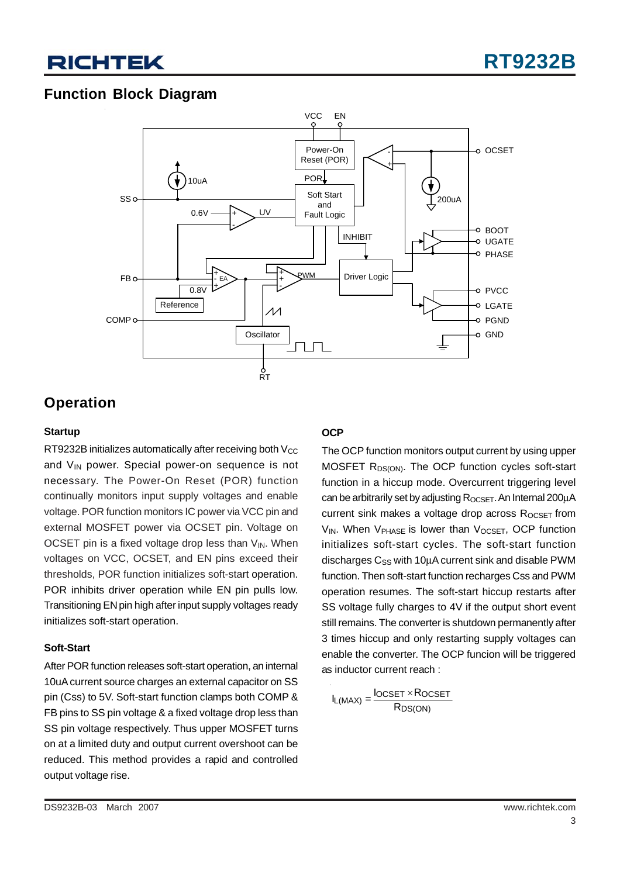## Function Block Diagram

## Operation

### Startup

RT9232B initializes automatically after receiving both $V_{CC}$ and $V_{IN}$ power. Special power-on sequence is not necessary. The Power-On Reset (POR) function continually monitors input supply voltages and enable voltage. POR function monitors IC power via VCC pin and external MOSFET power via OCSET pin. Voltage on OCSET pin is a fixed voltage drop less than $V_{IN}$. When voltages on VCC, OCSET, and EN pins exceed their thresholds, POR function initializes soft-start operation. POR inhibits driver operation while EN pin pulls low. Transitioning EN pin high after input supply voltages ready initializes soft-start operation.

### Soft-Start

After POR function releases soft-start operation, an internal 10uA current source charges an external capacitor on SS pin (Css) to 5V. Soft-start function clamps both COMP & FB pins to SS pin voltage & a fixed voltage drop less than SS pin voltage respectively. Thus upper MOSFET turns on at a limited duty and output current overshoot can be reduced. This method provides a rapid and controlled output voltage rise.

### OCP

The OCP function monitors output current by using upper MOSFET $R_{DS(ON)}$. The OCP function cycles soft-start function in a hiccup mode. Overcurrent triggering level can be arbitrarily set by adjusting $R_{OCSET}$. An Internal 200µA current sink makes a voltage drop across $R_{OCSET}$ from $V_{IN}$. When $V_{PHASE}$ is lower than $V_{OCSET}$, OCP function initializes soft-start cycles. The soft-start function discharges $C_{SS}$ with 10µA current sink and disable PWM function. Then soft-start function recharges Css and PWM operation resumes. The soft-start hiccup restarts after SS voltage fully charges to 4V if the output short event still remains. The converter is shutdown permanently after 3 times hiccup and only restarting supply voltages can enable the converter. The OCP funcion will be triggered as inductor current reach :

$$I_{L(MAX)} = \frac{I_{OCSET} \times R_{OCSET}}{R_{DS(ON)}}$$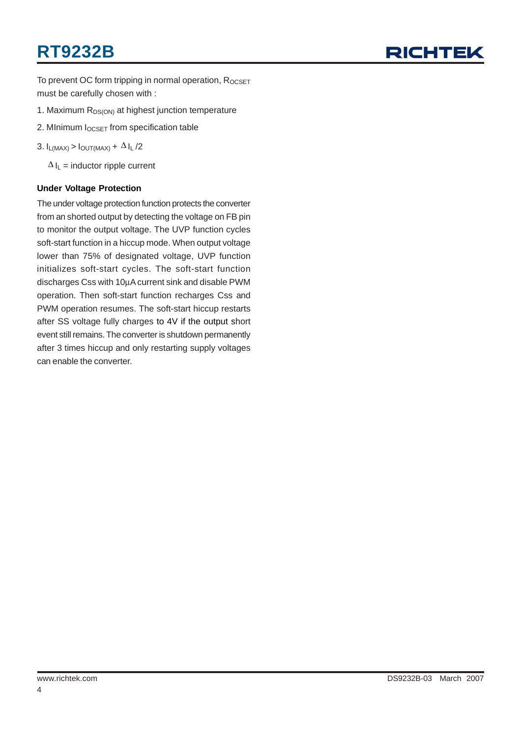To prevent OC form tripping in normal operation, $R_{OCSET}$ must be carefully chosen with :

1. Maximum $R_{DS(ON)}$ at highest junction temperature
2. MInimum $I_{OCSET}$ from specification table
3. $I_{L(MAX)} > I_{OUT(MAX)} + \Delta I_L /2$

   $\Delta I_L$ = inductor ripple current

**Under Voltage Protection**

The under voltage protection function protects the converter from an shorted output by detecting the voltage on FB pin to monitor the output voltage. The UVP function cycles soft-start function in a hiccup mode. When output voltage lower than 75% of designated voltage, UVP function initializes soft-start cycles. The soft-start function discharges Css with 10μA current sink and disable PWM operation. Then soft-start function recharges Css and PWM operation resumes. The soft-start hiccup restarts after SS voltage fully charges to 4V if the output short event still remains. The converter is shutdown permanently after 3 times hiccup and only restarting supply voltages can enable the converter.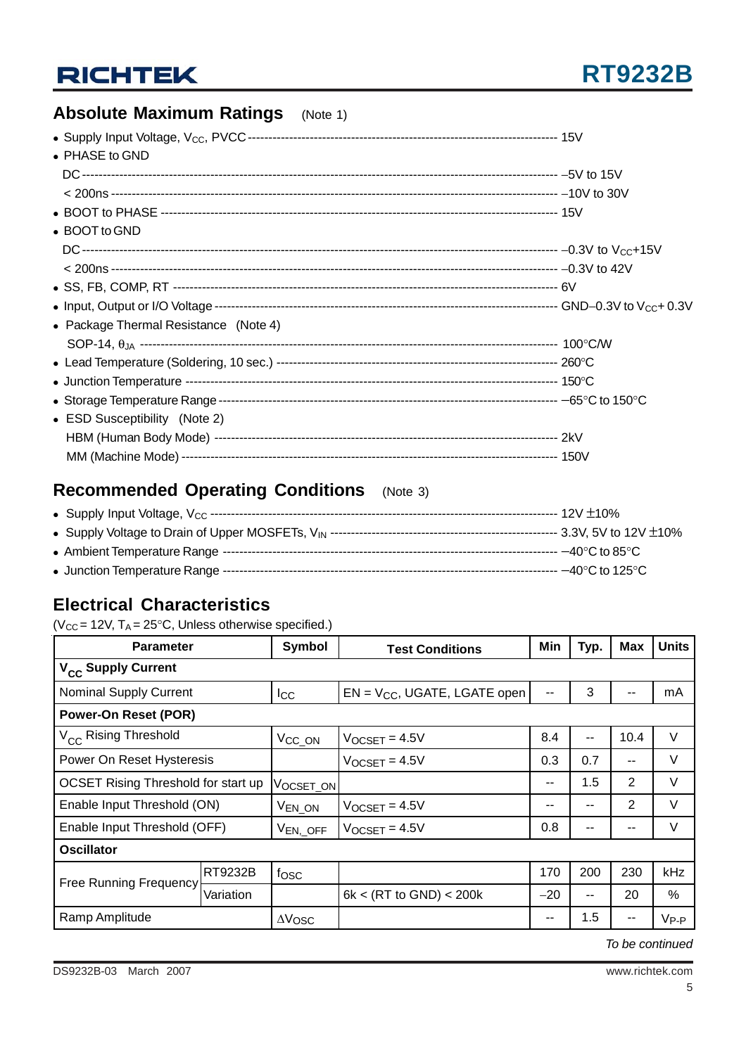## Absolute Maximum Ratings (Note 1)

- Supply Input Voltage, $V_{CC}$, PVCC ---------- 15V
- PHASE to GND
  - DC ---------- −5V to 15V
  - < 200ns ---------- −10V to 30V
- BOOT to PHASE ---------- 15V
- BOOT to GND
  - DC ---------- −0.3V to $V_{CC}$+15V
  - < 200ns ---------- −0.3V to 42V
- SS, FB, COMP, RT ---------- 6V
- Input, Output or I/O Voltage ---------- GND−0.3V to $V_{CC}$+ 0.3V
- Package Thermal Resistance (Note 4)
  - SOP-14, $\theta_{JA}$ ---------- 100°C/W
- Lead Temperature (Soldering, 10 sec.) ---------- 260°C
- Junction Temperature ---------- 150°C
- Storage Temperature Range ---------- −65°C to 150°C
- ESD Susceptibility (Note 2)
  - HBM (Human Body Mode) ---------- 2kV
  - MM (Machine Mode) ---------- 150V

## Recommended Operating Conditions (Note 3)

- Supply Input Voltage, $V_{CC}$ ---------- 12V ±10%
- Supply Voltage to Drain of Upper MOSFETs, $V_{IN}$ ---------- 3.3V, 5V to 12V ±10%
- Ambient Temperature Range ---------- −40°C to 85°C
- Junction Temperature Range ---------- −40°C to 125°C

## Electrical Characteristics

($V_{CC}$ = 12V, $T_A$ = 25°C, Unless otherwise specified.)

| Parameter | | Symbol | Test Conditions | Min | Typ. | Max | Units |
|---|---|---|---|---|---|---|---|
| **$V_{CC}$ Supply Current** | | | | | | | |
| Nominal Supply Current | | $I_{CC}$ | EN = $V_{CC}$, UGATE, LGATE open | -- | 3 | -- | mA |
| **Power-On Reset (POR)** | | | | | | | |
| $V_{CC}$ Rising Threshold | | $V_{CC\_ON}$ | $V_{OCSET}$ = 4.5V | 8.4 | -- | 10.4 | V |
| Power On Reset Hysteresis | | | $V_{OCSET}$ = 4.5V | 0.3 | 0.7 | -- | V |
| OCSET Rising Threshold for start up | | $V_{OCSET\_ON}$ | | -- | 1.5 | 2 | V |
| Enable Input Threshold (ON) | | $V_{EN\_ON}$ | $V_{OCSET}$ = 4.5V | -- | -- | 2 | V |
| Enable Input Threshold (OFF) | | $V_{EN,\_OFF}$ | $V_{OCSET}$ = 4.5V | 0.8 | -- | -- | V |
| **Oscillator** | | | | | | | |
| Free Running Frequency | RT9232B | $f_{OSC}$ | | 170 | 200 | 230 | kHz |
| | Variation | | 6k < (RT to GND) < 200k | −20 | -- | 20 | % |
| Ramp Amplitude | | $\Delta V_{OSC}$ | | -- | 1.5 | -- | $V_{P-P}$ |

*To be continued*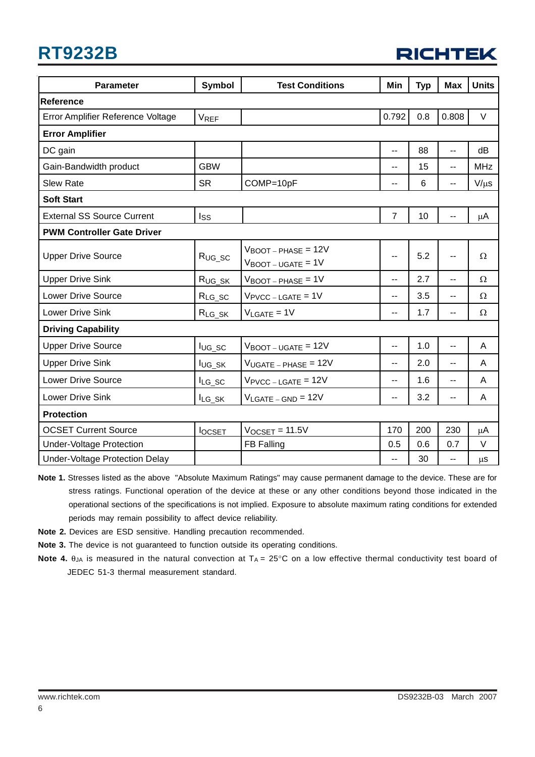| Parameter | Symbol | Test Conditions | Min | Typ | Max | Units |
|---|---|---|---|---|---|---|
| **Reference** | | | | | | |
| Error Amplifier Reference Voltage | $V_{REF}$ | | 0.792 | 0.8 | 0.808 | V |
| **Error Amplifier** | | | | | | |
| DC gain | | | -- | 88 | -- | dB |
| Gain-Bandwidth product | GBW | | -- | 15 | -- | MHz |
| Slew Rate | SR | COMP=10pF | -- | 6 | -- | V/μs |
| **Soft Start** | | | | | | |
| External SS Source Current | $I_{SS}$ | | 7 | 10 | -- | μA |
| **PWM Controller Gate Driver** | | | | | | |
| Upper Drive Source | $R_{UG\_SC}$ | $V_{BOOT-PHASE}$ = 12V<br>$V_{BOOT-UGATE}$ = 1V | -- | 5.2 | -- | Ω |
| Upper Drive Sink | $R_{UG\_SK}$ | $V_{BOOT-PHASE}$ = 1V | -- | 2.7 | -- | Ω |
| Lower Drive Source | $R_{LG\_SC}$ | $V_{PVCC-LGATE}$ = 1V | -- | 3.5 | -- | Ω |
| Lower Drive Sink | $R_{LG\_SK}$ | $V_{LGATE}$ = 1V | -- | 1.7 | -- | Ω |
| **Driving Capability** | | | | | | |
| Upper Drive Source | $I_{UG\_SC}$ | $V_{BOOT-UGATE}$ = 12V | -- | 1.0 | -- | A |
| Upper Drive Sink | $I_{UG\_SK}$ | $V_{UGATE-PHASE}$ = 12V | -- | 2.0 | -- | A |
| Lower Drive Source | $I_{LG\_SC}$ | $V_{PVCC-LGATE}$ = 12V | -- | 1.6 | -- | A |
| Lower Drive Sink | $I_{LG\_SK}$ | $V_{LGATE-GND}$ = 12V | -- | 3.2 | -- | A |
| **Protection** | | | | | | |
| OCSET Current Source | $I_{OCSET}$ | $V_{OCSET}$ = 11.5V | 170 | 200 | 230 | μA |
| Under-Voltage Protection | | FB Falling | 0.5 | 0.6 | 0.7 | V |
| Under-Voltage Protection Delay | | | -- | 30 | -- | μs |

**Note 1.** Stresses listed as the above "Absolute Maximum Ratings" may cause permanent damage to the device. These are for stress ratings. Functional operation of the device at these or any other conditions beyond those indicated in the operational sections of the specifications is not implied. Exposure to absolute maximum rating conditions for extended periods may remain possibility to affect device reliability.

**Note 2.** Devices are ESD sensitive. Handling precaution recommended.

**Note 3.** The device is not guaranteed to function outside its operating conditions.

**Note 4.** $\theta_{JA}$ is measured in the natural convection at $T_A$ = 25°C on a low effective thermal conductivity test board of JEDEC 51-3 thermal measurement standard.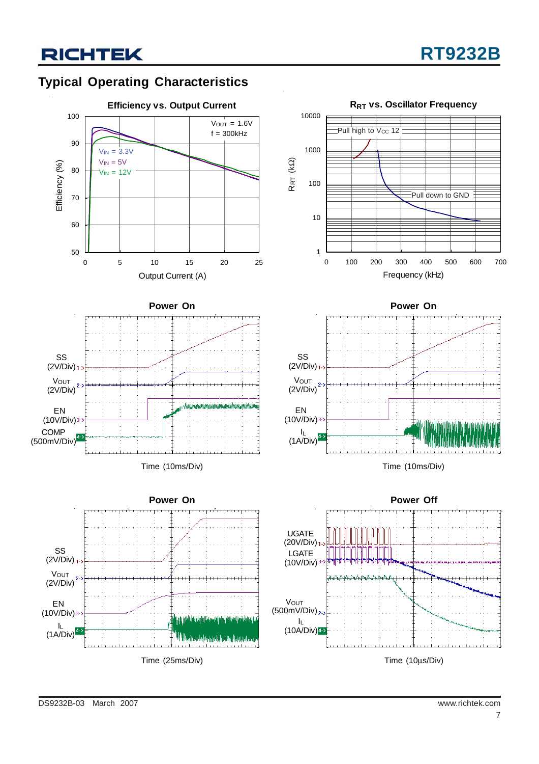## Typical Operating Characteristics

**Efficiency vs. Output Current**

Efficiency (%) vs. Output Current (A); $V_{OUT}$ = 1.6V, f = 300kHz; $V_{IN}$ = 3.3V, $V_{IN}$ = 5V, $V_{IN}$ = 12V

**$R_{RT}$ vs. Oscillator Frequency**

$R_{RT}$ (kΩ) vs. Frequency (kHz); Pull high to $V_{CC}$ 12; Pull down to GND

**Power On**

SS (2V/Div), $V_{OUT}$ (2V/Div), EN (10V/Div), COMP (500mV/Div)

Time (10ms/Div)

**Power On**

SS (2V/Div), $V_{OUT}$ (2V/Div), EN (10V/Div), $I_L$ (1A/Div)

Time (10ms/Div)

**Power On**

SS (2V/Div), $V_{OUT}$ (2V/Div), EN (10V/Div), $I_L$ (1A/Div)

Time (25ms/Div)

**Power Off**

UGATE (20V/Div), LGATE (10V/Div), $V_{OUT}$ (500mV/Div), $I_L$ (10A/Div)

Time (10μs/Div)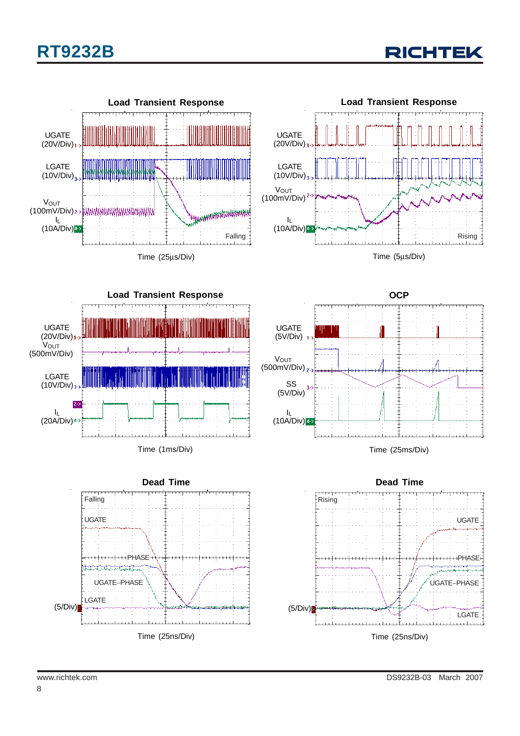**Load Transient Response**

UGATE (20V/Div)

LGATE (10V/Div)

$V_{OUT}$ (100mV/Div)

$I_L$ (10A/Div)

Falling

Time (25μs/Div)

**Load Transient Response**

UGATE (20V/Div)

LGATE (10V/Div)

$V_{OUT}$ (100mV/Div)

$I_L$ (10A/Div)

Rising

Time (5μs/Div)

**Load Transient Response**

UGATE (20V/Div)

$V_{OUT}$ (500mV/Div)

LGATE (10V/Div)

$I_L$ (20A/Div)

Time (1ms/Div)

**OCP**

UGATE (5V/Div)

$V_{OUT}$ (500mV/Div)

SS (5V/Div)

$I_L$ (10A/Div)

Time (25ms/Div)

**Dead Time**

Falling

UGATE

PHASE

UGATE−PHASE

LGATE

(5/Div)

Time (25ns/Div)

**Dead Time**

Rising

UGATE

PHASE

UGATE−PHASE

LGATE

(5/Div)

Time (25ns/Div)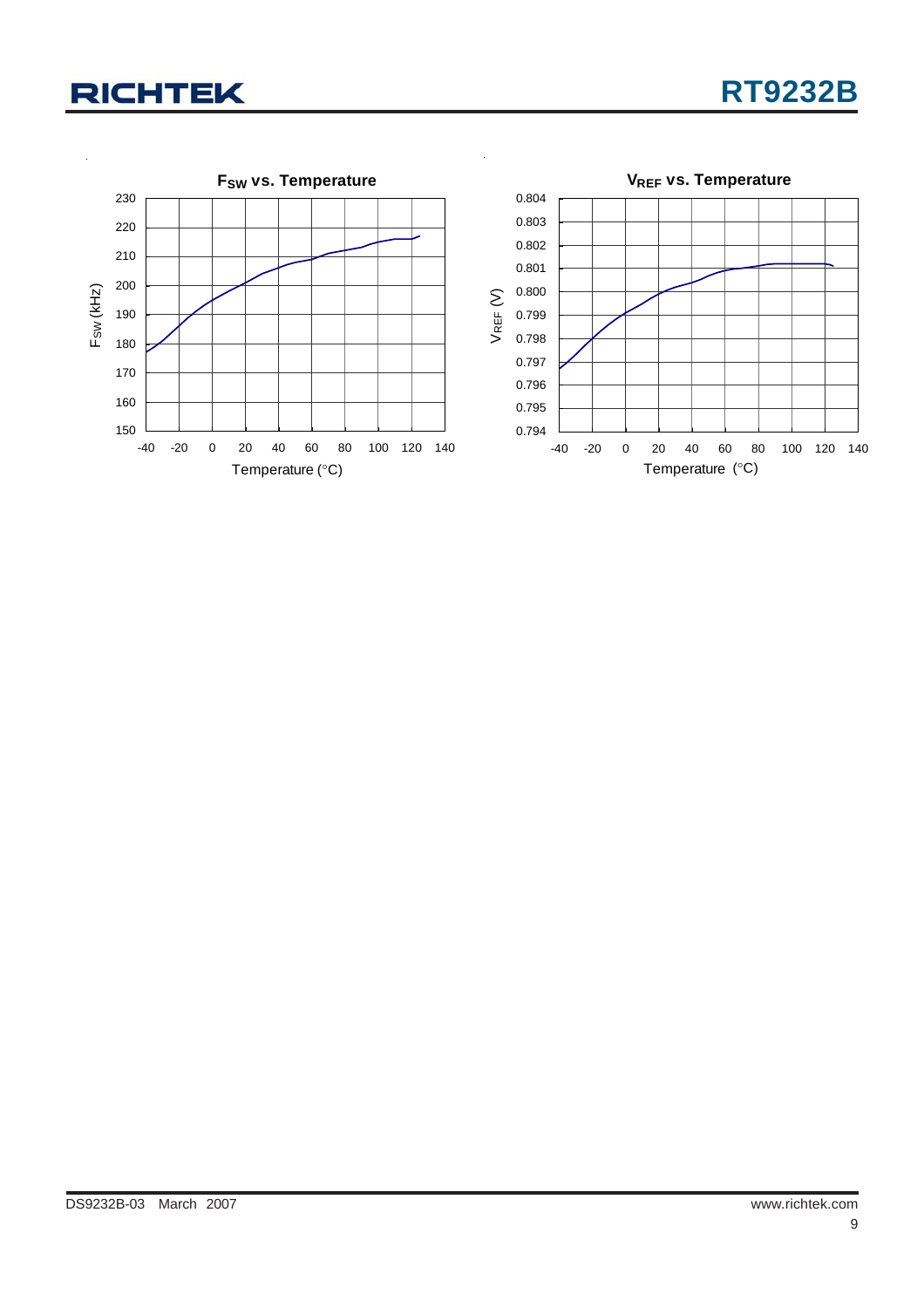**$F_{SW}$ vs. Temperature**

$F_{SW}$ (kHz): 150, 160, 170, 180, 190, 200, 210, 220, 230

Temperature (°C): -40, -20, 0, 20, 40, 60, 80, 100, 120, 140

**$V_{REF}$ vs. Temperature**

$V_{REF}$ (V): 0.794, 0.795, 0.796, 0.797, 0.798, 0.799, 0.800, 0.801, 0.802, 0.803, 0.804

Temperature (°C): -40, -20, 0, 20, 40, 60, 80, 100, 120, 140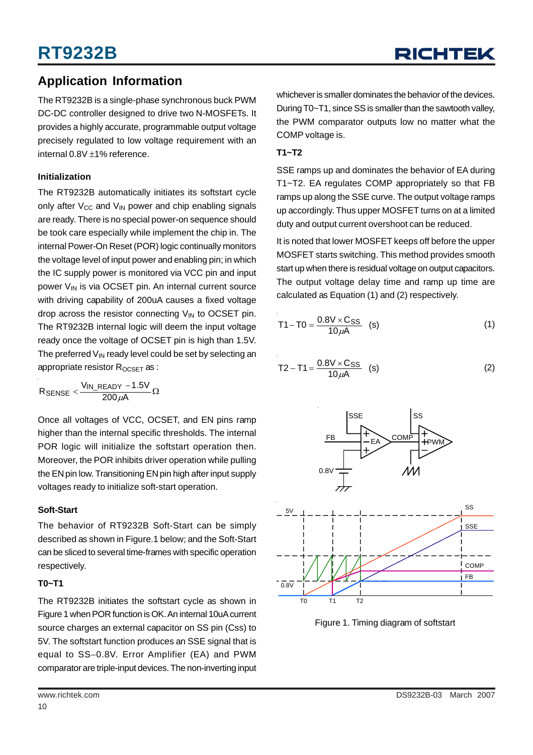## Application Information

The RT9232B is a single-phase synchronous buck PWM DC-DC controller designed to drive two N-MOSFETs. It provides a highly accurate, programmable output voltage precisely regulated to low voltage requirement with an internal 0.8V ±1% reference.

### Initialization

The RT9232B automatically initiates its softstart cycle only after $V_{CC}$ and $V_{IN}$ power and chip enabling signals are ready. There is no special power-on sequence should be took care especially while implement the chip in. The internal Power-On Reset (POR) logic continually monitors the voltage level of input power and enabling pin; in which the IC supply power is monitored via VCC pin and input power $V_{IN}$ is via OCSET pin. An internal current source with driving capability of 200uA causes a fixed voltage drop across the resistor connecting $V_{IN}$ to OCSET pin. The RT9232B internal logic will deem the input voltage ready once the voltage of OCSET pin is high than 1.5V. The preferred $V_{IN}$ ready level could be set by selecting an appropriate resistor $R_{OCSET}$ as :

$$R_{SENSE} < \frac{V_{IN\_READY} - 1.5V}{200\mu A} \Omega$$

Once all voltages of VCC, OCSET, and EN pins ramp higher than the internal specific thresholds. The internal POR logic will initialize the softstart operation then. Moreover, the POR inhibits driver operation while pulling the EN pin low. Transitioning EN pin high after input supply voltages ready to initialize soft-start operation.

### Soft-Start

The behavior of RT9232B Soft-Start can be simply described as shown in Figure.1 below; and the Soft-Start can be sliced to several time-frames with specific operation respectively.

**T0~T1**

The RT9232B initiates the softstart cycle as shown in Figure 1 when POR function is OK. An internal 10uA current source charges an external capacitor on SS pin (Css) to 5V. The softstart function produces an SSE signal that is equal to SS−0.8V. Error Amplifier (EA) and PWM comparator are triple-input devices. The non-inverting input whichever is smaller dominates the behavior of the devices. During T0~T1, since SS is smaller than the sawtooth valley, the PWM comparator outputs low no matter what the COMP voltage is.

**T1~T2**

SSE ramps up and dominates the behavior of EA during T1~T2. EA regulates COMP appropriately so that FB ramps up along the SSE curve. The output voltage ramps up accordingly. Thus upper MOSFET turns on at a limited duty and output current overshoot can be reduced.

It is noted that lower MOSFET keeps off before the upper MOSFET starts switching. This method provides smooth start up when there is residual voltage on output capacitors. The output voltage delay time and ramp up time are calculated as Equation (1) and (2) respectively.

$$T1 - T0 = \frac{0.8V \times C_{SS}}{10\mu A} \text{ (s)} \quad (1)$$

$$T2 - T1 = \frac{0.8V \times C_{SS}}{10\mu A} \text{ (s)} \quad (2)$$

Figure 1. Timing diagram of softstart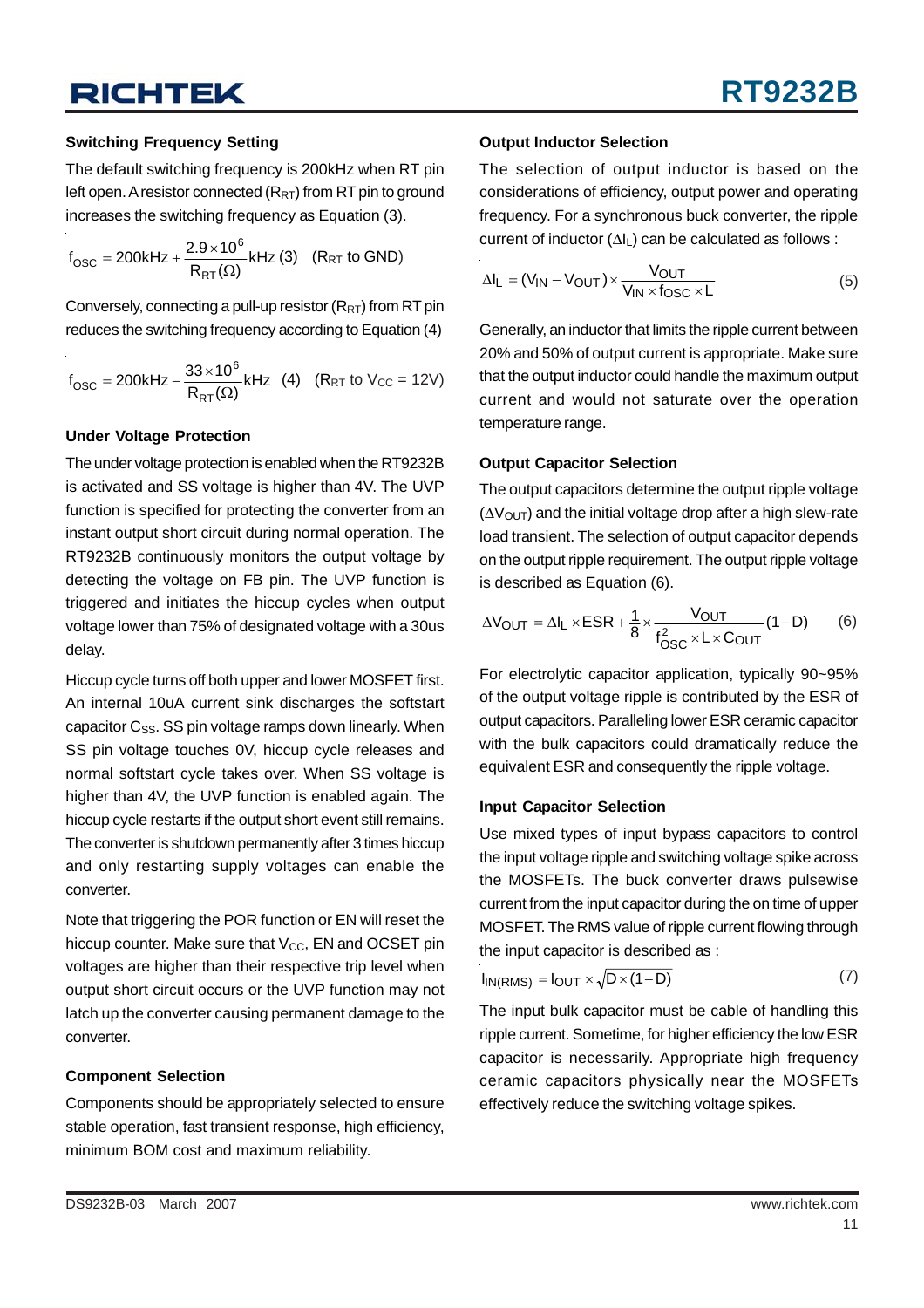### Switching Frequency Setting

The default switching frequency is 200kHz when RT pin left open. A resistor connected ($R_{RT}$) from RT pin to ground increases the switching frequency as Equation (3).

$$f_{OSC} = 200\text{kHz} + \frac{2.9 \times 10^6}{R_{RT}(\Omega)}\text{kHz} \quad (3) \quad (R_{RT} \text{ to GND})$$

Conversely, connecting a pull-up resistor ($R_{RT}$) from RT pin reduces the switching frequency according to Equation (4)

$$f_{OSC} = 200\text{kHz} - \frac{33 \times 10^6}{R_{RT}(\Omega)}\text{kHz} \quad (4) \quad (R_{RT} \text{ to } V_{CC} = 12\text{V})$$

### Under Voltage Protection

The under voltage protection is enabled when the RT9232B is activated and SS voltage is higher than 4V. The UVP function is specified for protecting the converter from an instant output short circuit during normal operation. The RT9232B continuously monitors the output voltage by detecting the voltage on FB pin. The UVP function is triggered and initiates the hiccup cycles when output voltage lower than 75% of designated voltage with a 30us delay.

Hiccup cycle turns off both upper and lower MOSFET first. An internal 10uA current sink discharges the softstart capacitor $C_{SS}$. SS pin voltage ramps down linearly. When SS pin voltage touches 0V, hiccup cycle releases and normal softstart cycle takes over. When SS voltage is higher than 4V, the UVP function is enabled again. The hiccup cycle restarts if the output short event still remains. The converter is shutdown permanently after 3 times hiccup and only restarting supply voltages can enable the converter.

Note that triggering the POR function or EN will reset the hiccup counter. Make sure that $V_{CC}$, EN and OCSET pin voltages are higher than their respective trip level when output short circuit occurs or the UVP function may not latch up the converter causing permanent damage to the converter.

### Component Selection

Components should be appropriately selected to ensure stable operation, fast transient response, high efficiency, minimum BOM cost and maximum reliability.

### Output Inductor Selection

The selection of output inductor is based on the considerations of efficiency, output power and operating frequency. For a synchronous buck converter, the ripple current of inductor ($\Delta I_L$) can be calculated as follows :

$$\Delta I_L = (V_{IN} - V_{OUT}) \times \frac{V_{OUT}}{V_{IN} \times f_{OSC} \times L} \quad (5)$$

Generally, an inductor that limits the ripple current between 20% and 50% of output current is appropriate. Make sure that the output inductor could handle the maximum output current and would not saturate over the operation temperature range.

### Output Capacitor Selection

The output capacitors determine the output ripple voltage ($\Delta V_{OUT}$) and the initial voltage drop after a high slew-rate load transient. The selection of output capacitor depends on the output ripple requirement. The output ripple voltage is described as Equation (6).

$$\Delta V_{OUT} = \Delta I_L \times ESR + \frac{1}{8} \times \frac{V_{OUT}}{f_{OSC}^2 \times L \times C_{OUT}}(1 - D) \quad (6)$$

For electrolytic capacitor application, typically 90~95% of the output voltage ripple is contributed by the ESR of output capacitors. Paralleling lower ESR ceramic capacitor with the bulk capacitors could dramatically reduce the equivalent ESR and consequently the ripple voltage.

### Input Capacitor Selection

Use mixed types of input bypass capacitors to control the input voltage ripple and switching voltage spike across the MOSFETs. The buck converter draws pulsewise current from the input capacitor during the on time of upper MOSFET. The RMS value of ripple current flowing through the input capacitor is described as :

$$I_{IN(RMS)} = I_{OUT} \times \sqrt{D \times (1 - D)} \quad (7)$$

The input bulk capacitor must be cable of handling this ripple current. Sometime, for higher efficiency the low ESR capacitor is necessarily. Appropriate high frequency ceramic capacitors physically near the MOSFETs effectively reduce the switching voltage spikes.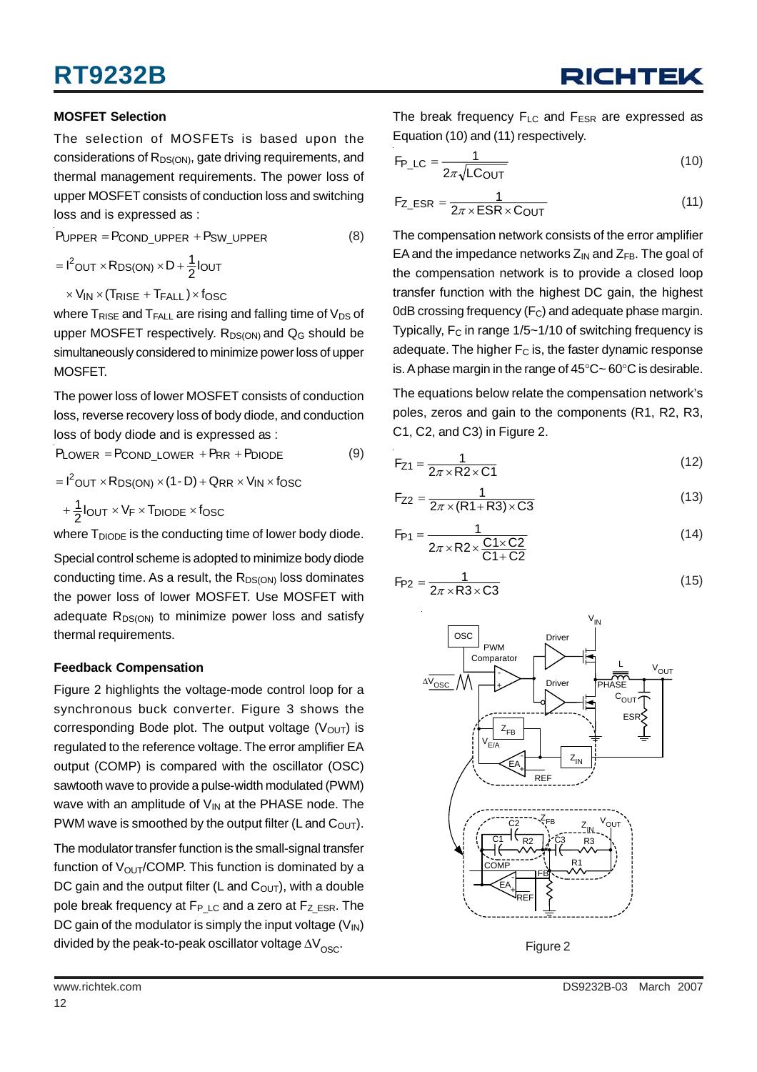### MOSFET Selection

The selection of MOSFETs is based upon the considerations of $R_{DS(ON)}$, gate driving requirements, and thermal management requirements. The power loss of upper MOSFET consists of conduction loss and switching loss and is expressed as :

$$P_{UPPER} = P_{COND\_UPPER} + P_{SW\_UPPER} \quad (8)$$

$$= I^2_{OUT} \times R_{DS(ON)} \times D + \frac{1}{2} I_{OUT} \times V_{IN} \times (T_{RISE} + T_{FALL}) \times f_{OSC}$$

where $T_{RISE}$ and $T_{FALL}$ are rising and falling time of $V_{DS}$ of upper MOSFET respectively. $R_{DS(ON)}$ and $Q_G$ should be simultaneously considered to minimize power loss of upper MOSFET.

The power loss of lower MOSFET consists of conduction loss, reverse recovery loss of body diode, and conduction loss of body diode and is expressed as :

$$P_{LOWER} = P_{COND\_LOWER} + P_{RR} + P_{DIODE} \quad (9)$$

$$= I^2_{OUT} \times R_{DS(ON)} \times (1 - D) + Q_{RR} \times V_{IN} \times f_{OSC} + \frac{1}{2} I_{OUT} \times V_F \times T_{DIODE} \times f_{OSC}$$

where $T_{DIODE}$ is the conducting time of lower body diode.

Special control scheme is adopted to minimize body diode conducting time. As a result, the $R_{DS(ON)}$ loss dominates the power loss of lower MOSFET. Use MOSFET with adequate $R_{DS(ON)}$ to minimize power loss and satisfy thermal requirements.

### Feedback Compensation

Figure 2 highlights the voltage-mode control loop for a synchronous buck converter. Figure 3 shows the corresponding Bode plot. The output voltage ($V_{OUT}$) is regulated to the reference voltage. The error amplifier EA output (COMP) is compared with the oscillator (OSC) sawtooth wave to provide a pulse-width modulated (PWM) wave with an amplitude of $V_{IN}$ at the PHASE node. The PWM wave is smoothed by the output filter (L and $C_{OUT}$).

The modulator transfer function is the small-signal transfer function of $V_{OUT}$/COMP. This function is dominated by a DC gain and the output filter (L and $C_{OUT}$), with a double pole break frequency at $F_{P\_LC}$ and a zero at $F_{Z\_ESR}$. The DC gain of the modulator is simply the input voltage ($V_{IN}$) divided by the peak-to-peak oscillator voltage $\Delta V_{OSC}$.

The break frequency $F_{LC}$ and $F_{ESR}$ are expressed as Equation (10) and (11) respectively.

$$F_{P\_LC} = \frac{1}{2\pi\sqrt{LC_{OUT}}} \quad (10)$$

$$F_{Z\_ESR} = \frac{1}{2\pi \times ESR \times C_{OUT}} \quad (11)$$

The compensation network consists of the error amplifier EA and the impedance networks $Z_{IN}$ and $Z_{FB}$. The goal of the compensation network is to provide a closed loop transfer function with the highest DC gain, the highest 0dB crossing frequency ($F_C$) and adequate phase margin. Typically, $F_C$ in range 1/5~1/10 of switching frequency is adequate. The higher $F_C$ is, the faster dynamic response is. A phase margin in the range of 45°C~ 60°C is desirable.

The equations below relate the compensation network's poles, zeros and gain to the components (R1, R2, R3, C1, C2, and C3) in Figure 2.

$$F_{Z1} = \frac{1}{2\pi \times R2 \times C1} \quad (12)$$

$$F_{Z2} = \frac{1}{2\pi \times (R1 + R3) \times C3} \quad (13)$$

$$F_{P1} = \frac{1}{2\pi \times R2 \times \frac{C1 \times C2}{C1 + C2}} \quad (14)$$

$$F_{P2} = \frac{1}{2\pi \times R3 \times C3} \quad (15)$$

Figure 2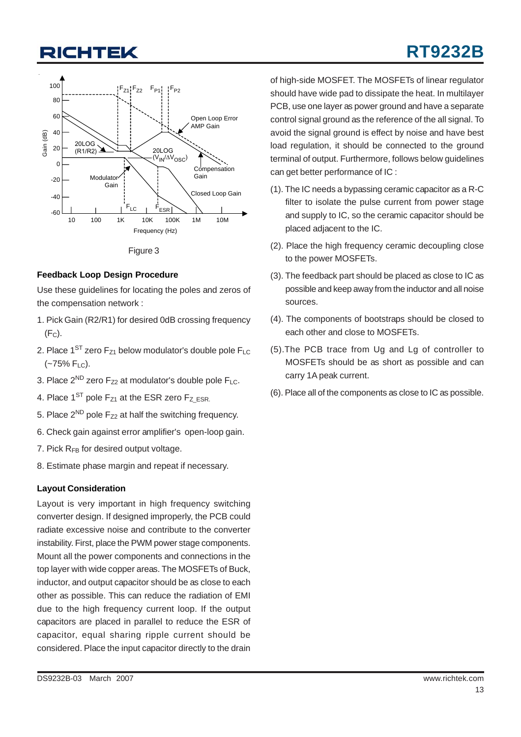Figure 3

### Feedback Loop Design Procedure

Use these guidelines for locating the poles and zeros of the compensation network :

1. Pick Gain (R2/R1) for desired 0dB crossing frequency ($F_C$).
2. Place 1[ST] zero $F_{Z1}$ below modulator's double pole $F_{LC}$ (~75% $F_{LC}$).
3. Place 2[ND] zero $F_{Z2}$ at modulator's double pole $F_{LC}$.
4. Place 1[ST] pole $F_{Z1}$ at the ESR zero $F_{Z\_ESR}$.
5. Place 2[ND] pole $F_{Z2}$ at half the switching frequency.
6. Check gain against error amplifier's open-loop gain.
7. Pick $R_{FB}$ for desired output voltage.
8. Estimate phase margin and repeat if necessary.

### Layout Consideration

Layout is very important in high frequency switching converter design. If designed improperly, the PCB could radiate excessive noise and contribute to the converter instability. First, place the PWM power stage components. Mount all the power components and connections in the top layer with wide copper areas. The MOSFETs of Buck, inductor, and output capacitor should be as close to each other as possible. This can reduce the radiation of EMI due to the high frequency current loop. If the output capacitors are placed in parallel to reduce the ESR of capacitor, equal sharing ripple current should be considered. Place the input capacitor directly to the drain of high-side MOSFET. The MOSFETs of linear regulator should have wide pad to dissipate the heat. In multilayer PCB, use one layer as power ground and have a separate control signal ground as the reference of the all signal. To avoid the signal ground is effect by noise and have best load regulation, it should be connected to the ground terminal of output. Furthermore, follows below guidelines can get better performance of IC :

(1). The IC needs a bypassing ceramic capacitor as a R-C filter to isolate the pulse current from power stage and supply to IC, so the ceramic capacitor should be placed adjacent to the IC.

(2). Place the high frequency ceramic decoupling close to the power MOSFETs.

(3). The feedback part should be placed as close to IC as possible and keep away from the inductor and all noise sources.

(4). The components of bootstraps should be closed to each other and close to MOSFETs.

(5).The PCB trace from Ug and Lg of controller to MOSFETs should be as short as possible and can carry 1A peak current.

(6). Place all of the components as close to IC as possible.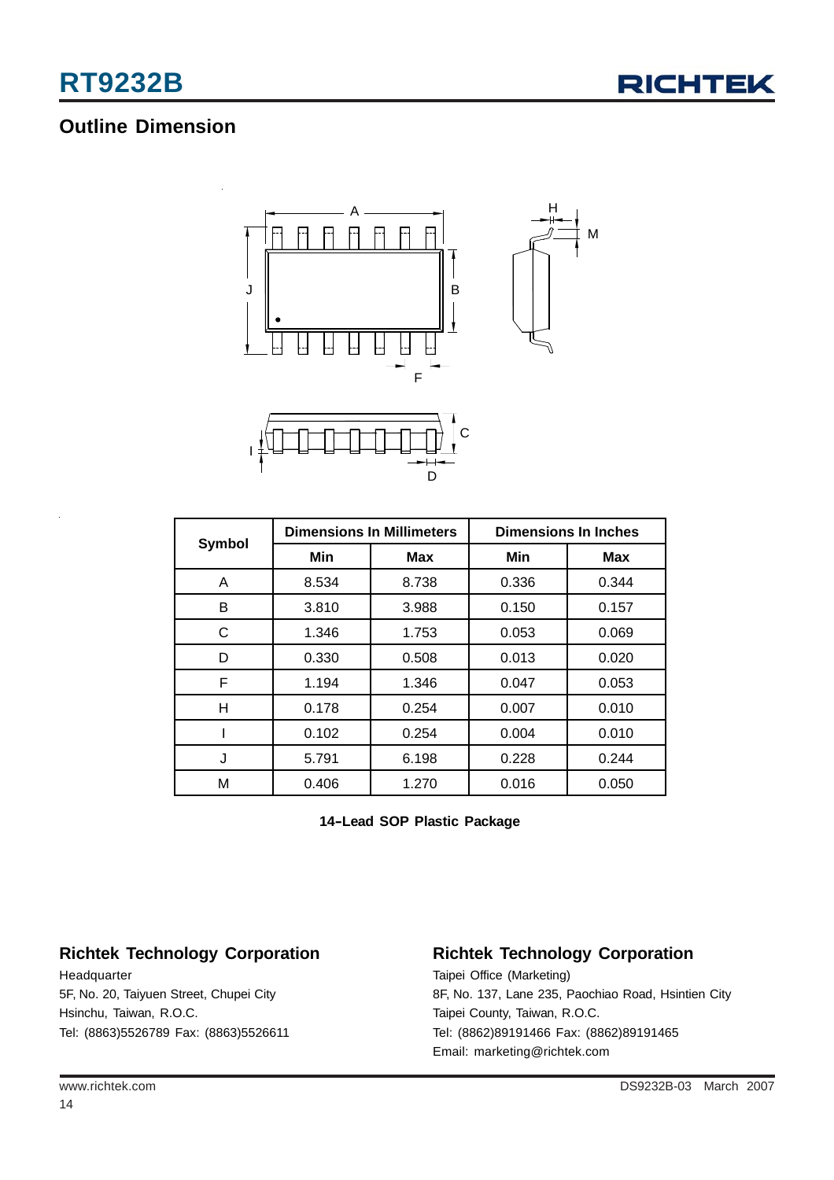## Outline Dimension

A
J
B
F
H
M
C
I
D

| Symbol | Dimensions In Millimeters | | Dimensions In Inches | |
|---|---|---|---|---|
| | Min | Max | Min | Max |
| A | 8.534 | 8.738 | 0.336 | 0.344 |
| B | 3.810 | 3.988 | 0.150 | 0.157 |
| C | 1.346 | 1.753 | 0.053 | 0.069 |
| D | 0.330 | 0.508 | 0.013 | 0.020 |
| F | 1.194 | 1.346 | 0.047 | 0.053 |
| H | 0.178 | 0.254 | 0.007 | 0.010 |
| I | 0.102 | 0.254 | 0.004 | 0.010 |
| J | 5.791 | 6.198 | 0.228 | 0.244 |
| M | 0.406 | 1.270 | 0.016 | 0.050 |

**14–Lead SOP Plastic Package**

### Richtek Technology Corporation

Headquarter
5F, No. 20, Taiyuen Street, Chupei City
Hsinchu, Taiwan, R.O.C.
Tel: (8863)5526789 Fax: (8863)5526611

### Richtek Technology Corporation

Taipei Office (Marketing)
8F, No. 137, Lane 235, Paochiao Road, Hsintien City
Taipei County, Taiwan, R.O.C.
Tel: (8862)89191466 Fax: (8862)89191465
Email: marketing@richtek.com